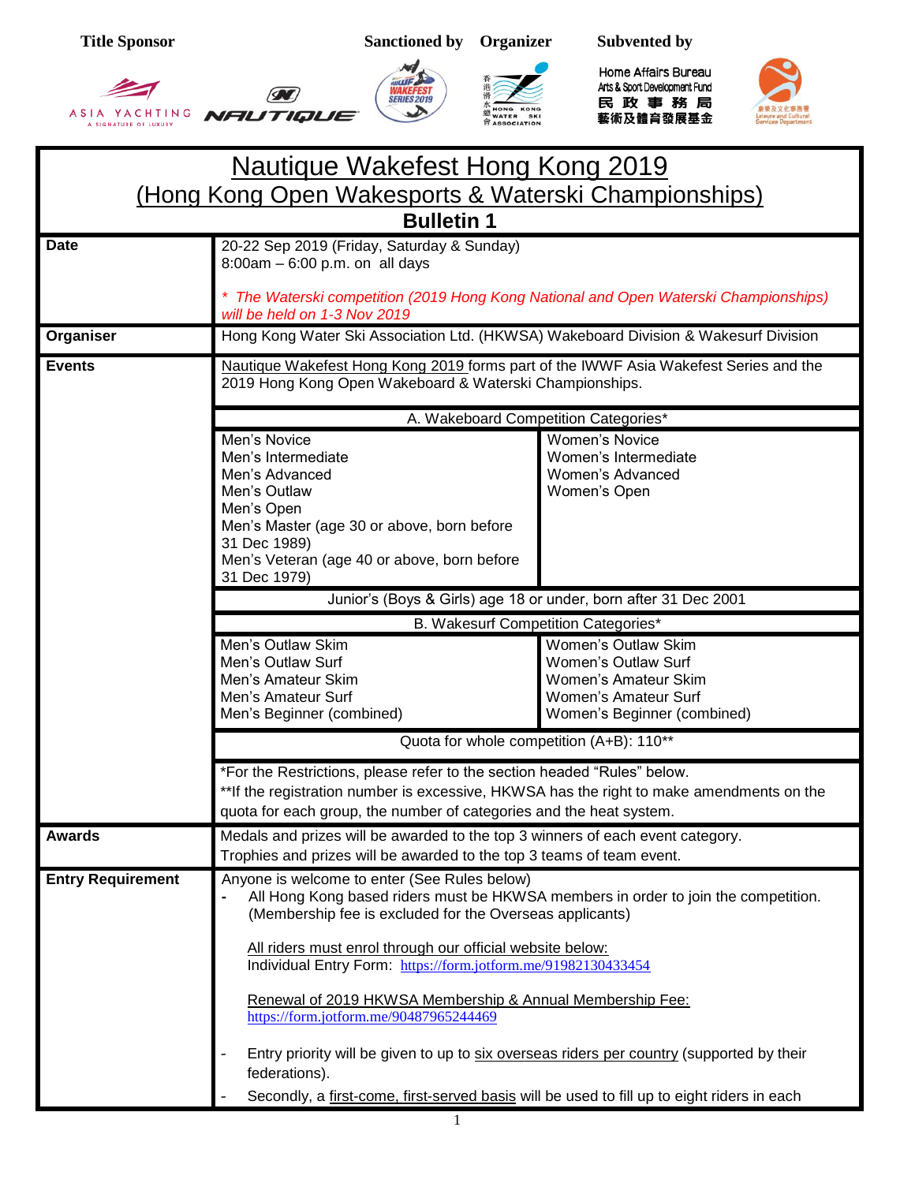**Title Sponsor** ASIA YACHTING A SIGNATURE OF LUXURY NAUTIQUE **Sanctioned by** IWWF WAKEFEST SERIES 2019 **Organizer** 香港滑水總會 HONG KONG WATER SKI ASSOCIATION **Subvented by** Home Affairs Bureau Arts & Sport Development Fund 民政事務局 藝術及體育發展基金 康樂及文化事務署 Leisure and Cultural Services Department

# Nautique Wakefest Hong Kong 2019

## (Hong Kong Open Wakesports & Waterski Championships)

## Bulletin 1

| | |
|---|---|
| **Date** | 20-22 Sep 2019 (Friday, Saturday & Sunday)<br>8:00am – 6:00 p.m. on all days<br><br>*\* The Waterski competition (2019 Hong Kong National and Open Waterski Championships) will be held on 1-3 Nov 2019* |
| **Organiser** | Hong Kong Water Ski Association Ltd. (HKWSA) Wakeboard Division & Wakesurf Division |
| **Events** | Nautique Wakefest Hong Kong 2019 forms part of the IWWF Asia Wakefest Series and the 2019 Hong Kong Open Wakeboard & Waterski Championships. |

**A. Wakeboard Competition Categories\***

| Men | Women |
|---|---|
| Men's Novice<br>Men's Intermediate<br>Men's Advanced<br>Men's Outlaw<br>Men's Open<br>Men's Master (age 30 or above, born before 31 Dec 1989)<br>Men's Veteran (age 40 or above, born before 31 Dec 1979) | Women's Novice<br>Women's Intermediate<br>Women's Advanced<br>Women's Open |

Junior's (Boys & Girls) age 18 or under, born after 31 Dec 2001

**B. Wakesurf Competition Categories\***

| Men | Women |
|---|---|
| Men's Outlaw Skim<br>Men's Outlaw Surf<br>Men's Amateur Skim<br>Men's Amateur Surf<br>Men's Beginner (combined) | Women's Outlaw Skim<br>Women's Outlaw Surf<br>Women's Amateur Skim<br>Women's Amateur Surf<br>Women's Beginner (combined) |

Quota for whole competition (A+B): 110\*\*

\*For the Restrictions, please refer to the section headed "Rules" below.
\*\*If the registration number is excessive, HKWSA has the right to make amendments on the quota for each group, the number of categories and the heat system.

| | |
|---|---|
| **Awards** | Medals and prizes will be awarded to the top 3 winners of each event category.<br>Trophies and prizes will be awarded to the top 3 teams of team event. |
| **Entry Requirement** | Anyone is welcome to enter (See Rules below)<br>- All Hong Kong based riders must be HKWSA members in order to join the competition. (Membership fee is excluded for the Overseas applicants)<br><br>All riders must enrol through our official website below:<br>Individual Entry Form: https://form.jotform.me/91982130433454<br><br>Renewal of 2019 HKWSA Membership & Annual Membership Fee:<br>https://form.jotform.me/90487965244469<br><br>- Entry priority will be given to up to six overseas riders per country (supported by their federations).<br>- Secondly, a first-come, first-served basis will be used to fill up to eight riders in each |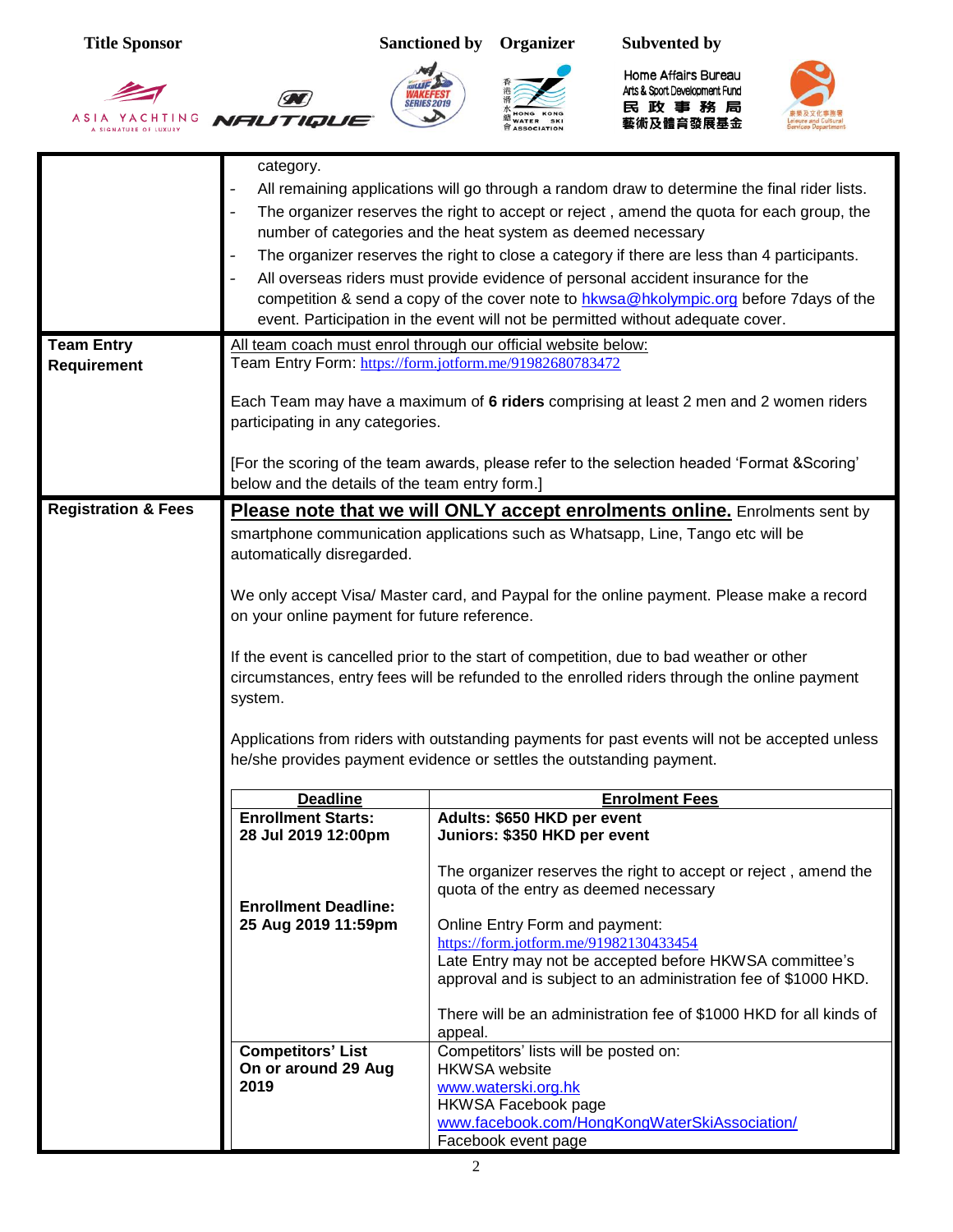Title Sponsor | Sanctioned by | Organizer | Subvented by

Home Affairs Bureau
Arts & Sport Development Fund
民政事務局
藝術及體育發展基金

| | |
|---|---|
| | category.<br>- All remaining applications will go through a random draw to determine the final rider lists.<br>- The organizer reserves the right to accept or reject , amend the quota for each group, the number of categories and the heat system as deemed necessary<br>- The organizer reserves the right to close a category if there are less than 4 participants.<br>- All overseas riders must provide evidence of personal accident insurance for the competition & send a copy of the cover note to hkwsa@hkolympic.org before 7days of the event. Participation in the event will not be permitted without adequate cover. |
| **Team Entry Requirement** | All team coach must enrol through our official website below:<br>Team Entry Form: https://form.jotform.me/91982680783472<br><br>Each Team may have a maximum of **6 riders** comprising at least 2 men and 2 women riders participating in any categories.<br><br>[For the scoring of the team awards, please refer to the selection headed 'Format &Scoring' below and the details of the team entry form.] |
| **Registration & Fees** | **Please note that we will ONLY accept enrolments online.** Enrolments sent by smartphone communication applications such as Whatsapp, Line, Tango etc will be automatically disregarded.<br><br>We only accept Visa/ Master card, and Paypal for the online payment. Please make a record on your online payment for future reference.<br><br>If the event is cancelled prior to the start of competition, due to bad weather or other circumstances, entry fees will be refunded to the enrolled riders through the online payment system.<br><br>Applications from riders with outstanding payments for past events will not be accepted unless he/she provides payment evidence or settles the outstanding payment. |

| Deadline | Enrolment Fees |
|---|---|
| **Enrollment Starts:**<br>**28 Jul 2019 12:00pm**<br><br>**Enrollment Deadline:**<br>**25 Aug 2019 11:59pm** | **Adults: $650 HKD per event**<br>**Juniors: $350 HKD per event**<br><br>The organizer reserves the right to accept or reject , amend the quota of the entry as deemed necessary<br><br>Online Entry Form and payment:<br>https://form.jotform.me/91982130433454<br>Late Entry may not be accepted before HKWSA committee's approval and is subject to an administration fee of $1000 HKD.<br><br>There will be an administration fee of $1000 HKD for all kinds of appeal. |
| **Competitors' List**<br>**On or around 29 Aug 2019** | Competitors' lists will be posted on:<br>HKWSA website<br>www.waterski.org.hk<br>HKWSA Facebook page<br>www.facebook.com/HongKongWaterSkiAssociation/<br>Facebook event page |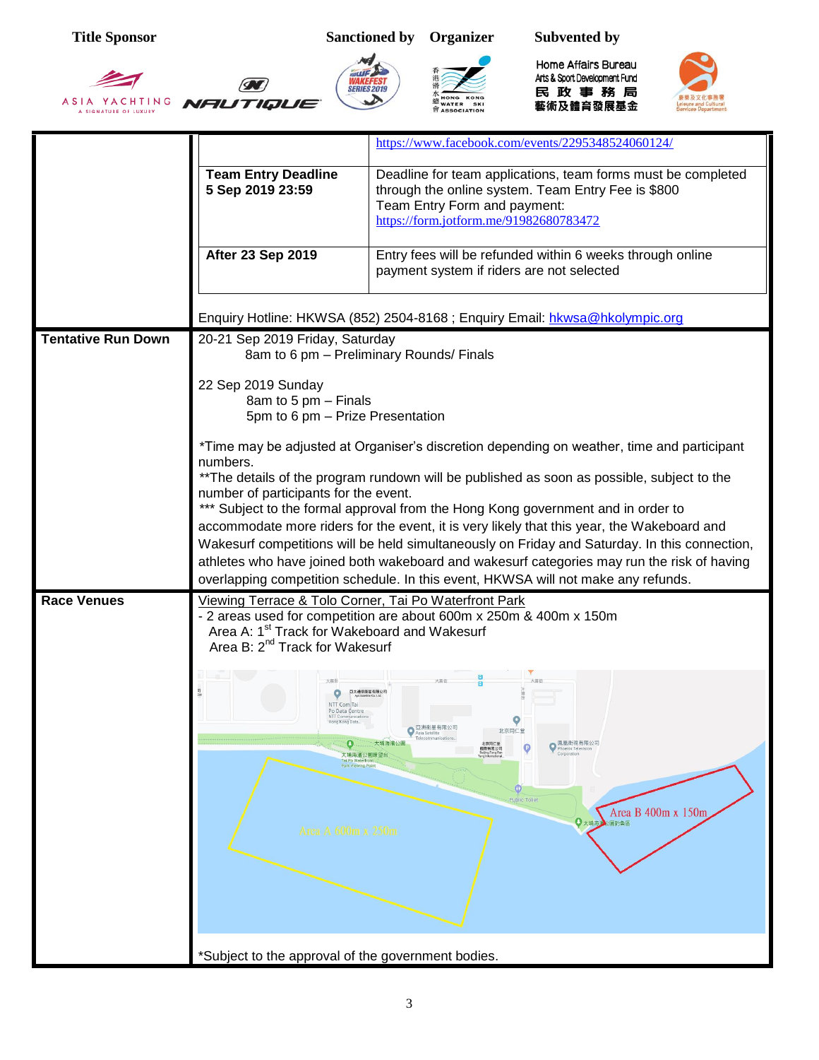**Title Sponsor** | **Sanctioned by** | **Organizer** | **Subvented by**

| | | |
|---|---|---|
| | | https://www.facebook.com/events/2295348524060124/ |
| | **Team Entry Deadline 5 Sep 2019 23:59** | Deadline for team applications, team forms must be completed through the online system. Team Entry Fee is $800<br>Team Entry Form and payment:<br>https://form.jotform.me/91982680783472 |
| | **After 23 Sep 2019** | Entry fees will be refunded within 6 weeks through online payment system if riders are not selected |
| | Enquiry Hotline: HKWSA (852) 2504-8168 ; Enquiry Email: hkwsa@hkolympic.org | |
| **Tentative Run Down** | 20-21 Sep 2019 Friday, Saturday<br>8am to 6 pm – Preliminary Rounds/ Finals<br><br>22 Sep 2019 Sunday<br>8am to 5 pm – Finals<br>5pm to 6 pm – Prize Presentation<br><br>*Time may be adjusted at Organiser's discretion depending on weather, time and participant numbers.<br>**The details of the program rundown will be published as soon as possible, subject to the number of participants for the event.<br>*** Subject to the formal approval from the Hong Kong government and in order to accommodate more riders for the event, it is very likely that this year, the Wakeboard and Wakesurf competitions will be held simultaneously on Friday and Saturday. In this connection, athletes who have joined both wakeboard and wakesurf categories may run the risk of having overlapping competition schedule. In this event, HKWSA will not make any refunds. | |
| **Race Venues** | Viewing Terrace & Tolo Corner, Tai Po Waterfront Park<br>- 2 areas used for competition are about 600m x 250m & 400m x 150m<br>Area A: 1st Track for Wakeboard and Wakesurf<br>Area B: 2nd Track for Wakesurf<br><br>Area A 600m x 250m<br>Area B 400m x 150m<br><br>*Subject to the approval of the government bodies. | |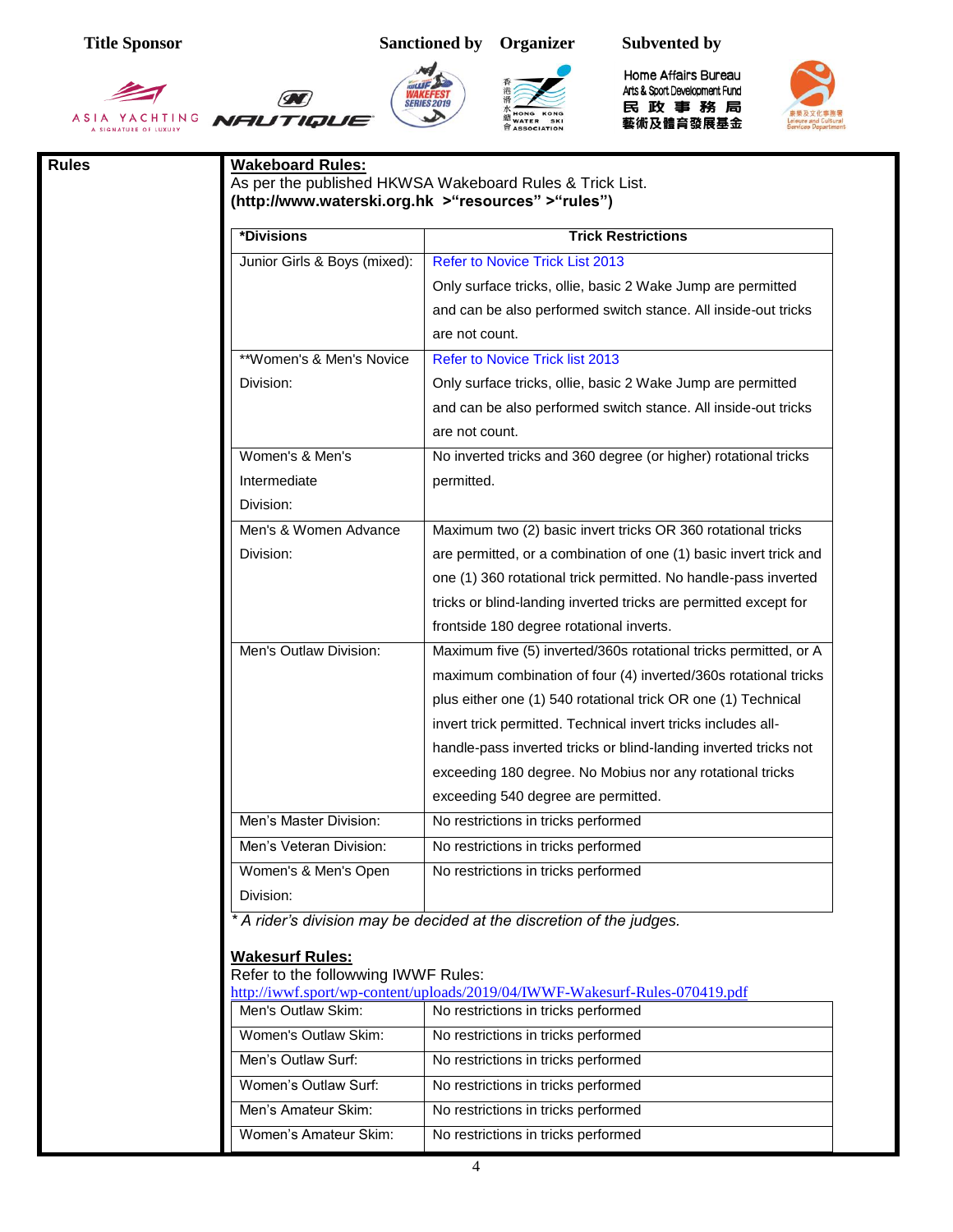Title Sponsor | Sanctioned by | Organizer | Subvented by

Home Affairs Bureau
Arts & Sport Development Fund
民政事務局
藝術及體育發展基金

**Rules**

**Wakeboard Rules:**
As per the published HKWSA Wakeboard Rules & Trick List.
**(http://www.waterski.org.hk >"resources" >"rules")**

| *Divisions | Trick Restrictions |
|---|---|
| Junior Girls & Boys (mixed): | Refer to Novice Trick List 2013<br>Only surface tricks, ollie, basic 2 Wake Jump are permitted and can be also performed switch stance. All inside-out tricks are not count. |
| **Women's & Men's Novice Division: | Refer to Novice Trick list 2013<br>Only surface tricks, ollie, basic 2 Wake Jump are permitted and can be also performed switch stance. All inside-out tricks are not count. |
| Women's & Men's Intermediate Division: | No inverted tricks and 360 degree (or higher) rotational tricks permitted. |
| Men's & Women Advance Division: | Maximum two (2) basic invert tricks OR 360 rotational tricks are permitted, or a combination of one (1) basic invert trick and one (1) 360 rotational trick permitted. No handle-pass inverted tricks or blind-landing inverted tricks are permitted except for frontside 180 degree rotational inverts. |
| Men's Outlaw Division: | Maximum five (5) inverted/360s rotational tricks permitted, or A maximum combination of four (4) inverted/360s rotational tricks plus either one (1) 540 rotational trick OR one (1) Technical invert trick permitted. Technical invert tricks includes all-handle-pass inverted tricks or blind-landing inverted tricks not exceeding 180 degree. No Mobius nor any rotational tricks exceeding 540 degree are permitted. |
| Men's Master Division: | No restrictions in tricks performed |
| Men's Veteran Division: | No restrictions in tricks performed |
| Women's & Men's Open Division: | No restrictions in tricks performed |

*\* A rider's division may be decided at the discretion of the judges.*

**Wakesurf Rules:**
Refer to the followwing IWWF Rules:
http://iwwf.sport/wp-content/uploads/2019/04/IWWF-Wakesurf-Rules-070419.pdf

| | |
|---|---|
| Men's Outlaw Skim: | No restrictions in tricks performed |
| Women's Outlaw Skim: | No restrictions in tricks performed |
| Men's Outlaw Surf: | No restrictions in tricks performed |
| Women's Outlaw Surf: | No restrictions in tricks performed |
| Men's Amateur Skim: | No restrictions in tricks performed |
| Women's Amateur Skim: | No restrictions in tricks performed |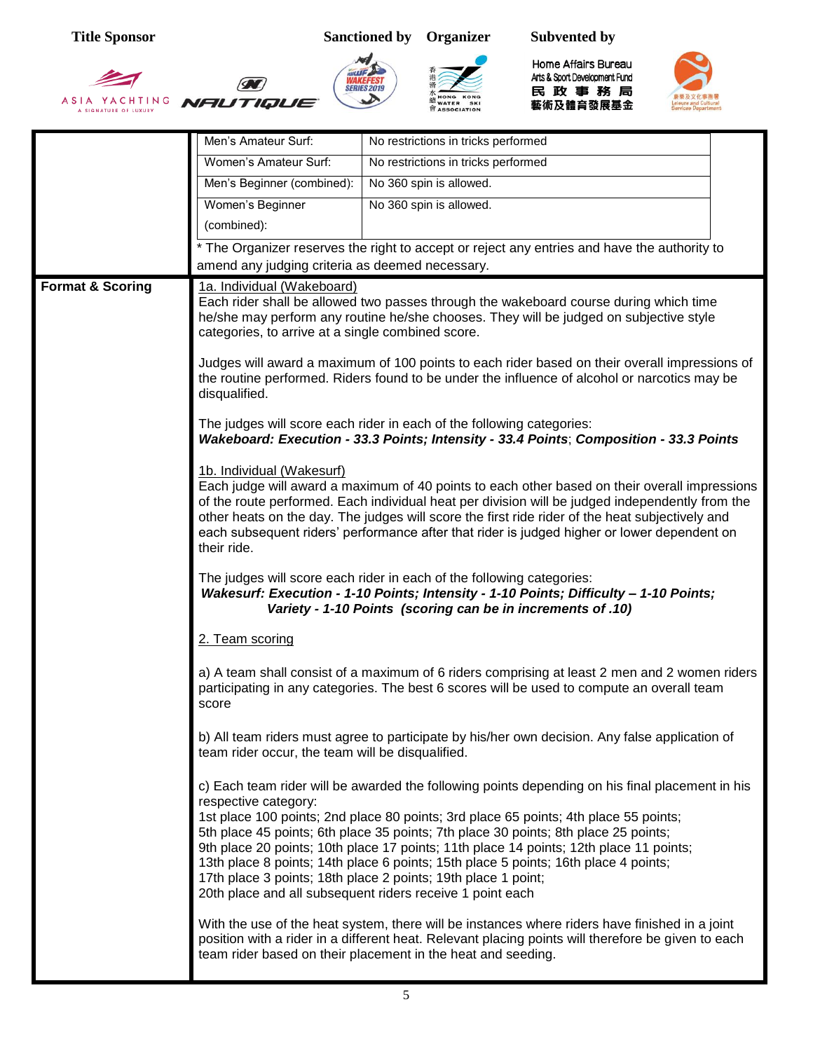| | | |
|---|---|---|
| | Men's Amateur Surf: | No restrictions in tricks performed |
| | Women's Amateur Surf: | No restrictions in tricks performed |
| | Men's Beginner (combined): | No 360 spin is allowed. |
| | Women's Beginner (combined): | No 360 spin is allowed. |

* The Organizer reserves the right to accept or reject any entries and have the authority to amend any judging criteria as deemed necessary.

**Format & Scoring**

1a. Individual (Wakeboard)

Each rider shall be allowed two passes through the wakeboard course during which time he/she may perform any routine he/she chooses. They will be judged on subjective style categories, to arrive at a single combined score.

Judges will award a maximum of 100 points to each rider based on their overall impressions of the routine performed. Riders found to be under the influence of alcohol or narcotics may be disqualified.

The judges will score each rider in each of the following categories:
***Wakeboard: Execution - 33.3 Points; Intensity - 33.4 Points; Composition - 33.3 Points***

1b. Individual (Wakesurf)

Each judge will award a maximum of 40 points to each other based on their overall impressions of the route performed. Each individual heat per division will be judged independently from the other heats on the day. The judges will score the first ride rider of the heat subjectively and each subsequent riders' performance after that rider is judged higher or lower dependent on their ride.

The judges will score each rider in each of the following categories:
***Wakesurf: Execution - 1-10 Points; Intensity - 1-10 Points; Difficulty – 1-10 Points; Variety - 1-10 Points (scoring can be in increments of .10)***

2. Team scoring

a) A team shall consist of a maximum of 6 riders comprising at least 2 men and 2 women riders participating in any categories. The best 6 scores will be used to compute an overall team score

b) All team riders must agree to participate by his/her own decision. Any false application of team rider occur, the team will be disqualified.

c) Each team rider will be awarded the following points depending on his final placement in his respective category:
1st place 100 points; 2nd place 80 points; 3rd place 65 points; 4th place 55 points;
5th place 45 points; 6th place 35 points; 7th place 30 points; 8th place 25 points;
9th place 20 points; 10th place 17 points; 11th place 14 points; 12th place 11 points;
13th place 8 points; 14th place 6 points; 15th place 5 points; 16th place 4 points;
17th place 3 points; 18th place 2 points; 19th place 1 point;
20th place and all subsequent riders receive 1 point each

With the use of the heat system, there will be instances where riders have finished in a joint position with a rider in a different heat. Relevant placing points will therefore be given to each team rider based on their placement in the heat and seeding.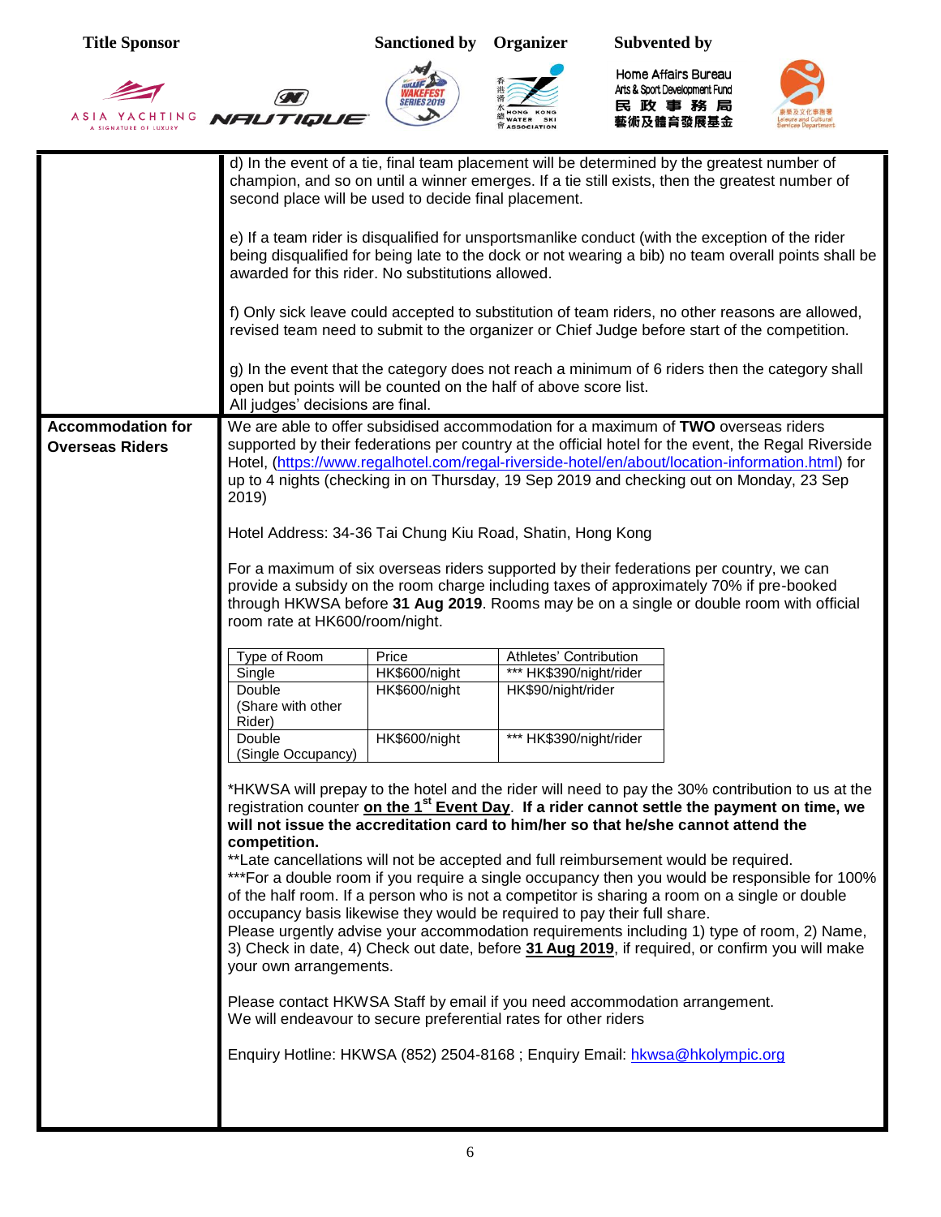Title Sponsor | Sanctioned by | Organizer | Subvented by

Home Affairs Bureau
Arts & Sport Development Fund
民政事務局
藝術及體育發展基金

| | |
|---|---|
| | d) In the event of a tie, final team placement will be determined by the greatest number of champion, and so on until a winner emerges. If a tie still exists, then the greatest number of second place will be used to decide final placement.<br><br>e) If a team rider is disqualified for unsportsmanlike conduct (with the exception of the rider being disqualified for being late to the dock or not wearing a bib) no team overall points shall be awarded for this rider. No substitutions allowed.<br><br>f) Only sick leave could accepted to substitution of team riders, no other reasons are allowed, revised team need to submit to the organizer or Chief Judge before start of the competition.<br><br>g) In the event that the category does not reach a minimum of 6 riders then the category shall open but points will be counted on the half of above score list.<br>All judges' decisions are final. |
| **Accommodation for Overseas Riders** | We are able to offer subsidised accommodation for a maximum of **TWO** overseas riders supported by their federations per country at the official hotel for the event, the Regal Riverside Hotel, (https://www.regalhotel.com/regal-riverside-hotel/en/about/location-information.html) for up to 4 nights (checking in on Thursday, 19 Sep 2019 and checking out on Monday, 23 Sep 2019)<br><br>Hotel Address: 34-36 Tai Chung Kiu Road, Shatin, Hong Kong<br><br>For a maximum of six overseas riders supported by their federations per country, we can provide a subsidy on the room charge including taxes of approximately 70% if pre-booked through HKWSA before **31 Aug 2019**. Rooms may be on a single or double room with official room rate at HK600/room/night. |

| Type of Room | Price | Athletes' Contribution |
|---|---|---|
| Single | HK$600/night | *** HK$390/night/rider |
| Double (Share with other Rider) | HK$600/night | HK$90/night/rider |
| Double (Single Occupancy) | HK$600/night | *** HK$390/night/rider |

*HKWSA will prepay to the hotel and the rider will need to pay the 30% contribution to us at the registration counter **<u>on the 1st Event Day</u>**. **If a rider cannot settle the payment on time, we will not issue the accreditation card to him/her so that he/she cannot attend the competition.**
**Late cancellations will not be accepted and full reimbursement would be required.
***For a double room if you require a single occupancy then you would be responsible for 100% of the half room. If a person who is not a competitor is sharing a room on a single or double occupancy basis likewise they would be required to pay their full share.
Please urgently advise your accommodation requirements including 1) type of room, 2) Name, 3) Check in date, 4) Check out date, before **<u>31 Aug 2019</u>**, if required, or confirm you will make your own arrangements.

Please contact HKWSA Staff by email if you need accommodation arrangement.
We will endeavour to secure preferential rates for other riders

Enquiry Hotline: HKWSA (852) 2504-8168 ; Enquiry Email: hkwsa@hkolympic.org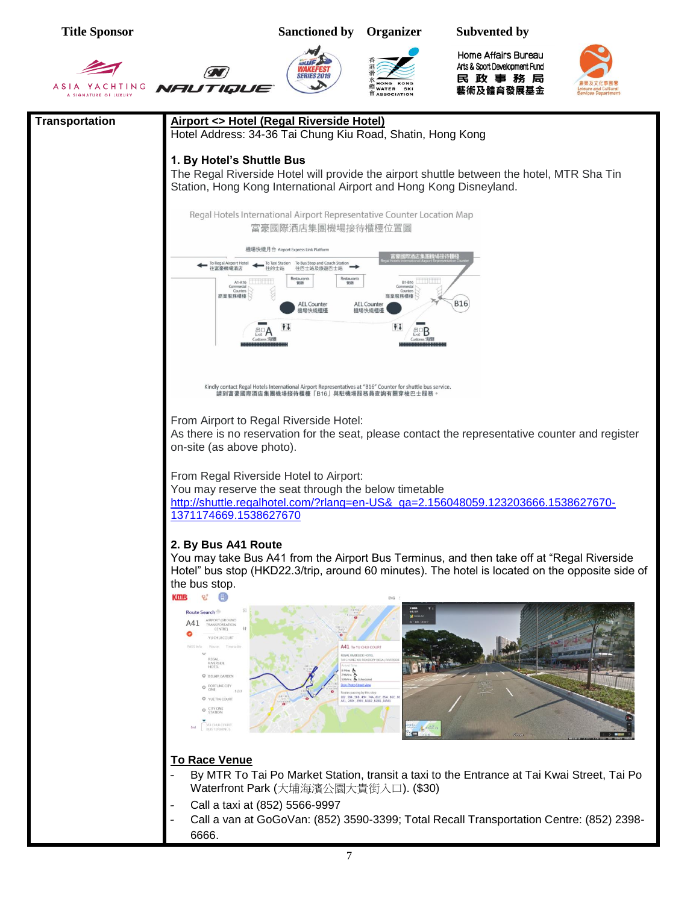**Title Sponsor** **Sanctioned by** **Organizer** **Subvented by**

Home Affairs Bureau
Arts & Sport Development Fund
民政事務局
藝術及體育發展基金

| Transportation | |
|---|---|
| **Transportation** | **Airport <> Hotel (Regal Riverside Hotel)**<br>Hotel Address: 34-36 Tai Chung Kiu Road, Shatin, Hong Kong<br><br>**1. By Hotel's Shuttle Bus**<br>The Regal Riverside Hotel will provide the airport shuttle between the hotel, MTR Sha Tin Station, Hong Kong International Airport and Hong Kong Disneyland.<br><br>From Airport to Regal Riverside Hotel:<br>As there is no reservation for the seat, please contact the representative counter and register on-site (as above photo).<br><br>From Regal Riverside Hotel to Airport:<br>You may reserve the seat through the below timetable<br>http://shuttle.regalhotel.com/?rlang=en-US&_ga=2.156048059.123203666.1538627670-1371174669.1538627670<br><br>**2. By Bus A41 Route**<br>You may take Bus A41 from the Airport Bus Terminus, and then take off at "Regal Riverside Hotel" bus stop (HKD22.3/trip, around 60 minutes). The hotel is located on the opposite side of the bus stop.<br><br>**To Race Venue**<br>- By MTR To Tai Po Market Station, transit a taxi to the Entrance at Tai Kwai Street, Tai Po Waterfront Park (大埔海濱公園大貴街入口). ($30)<br>- Call a taxi at (852) 5566-9997<br>- Call a van at GoGoVan: (852) 3590-3399; Total Recall Transportation Centre: (852) 2398-6666. |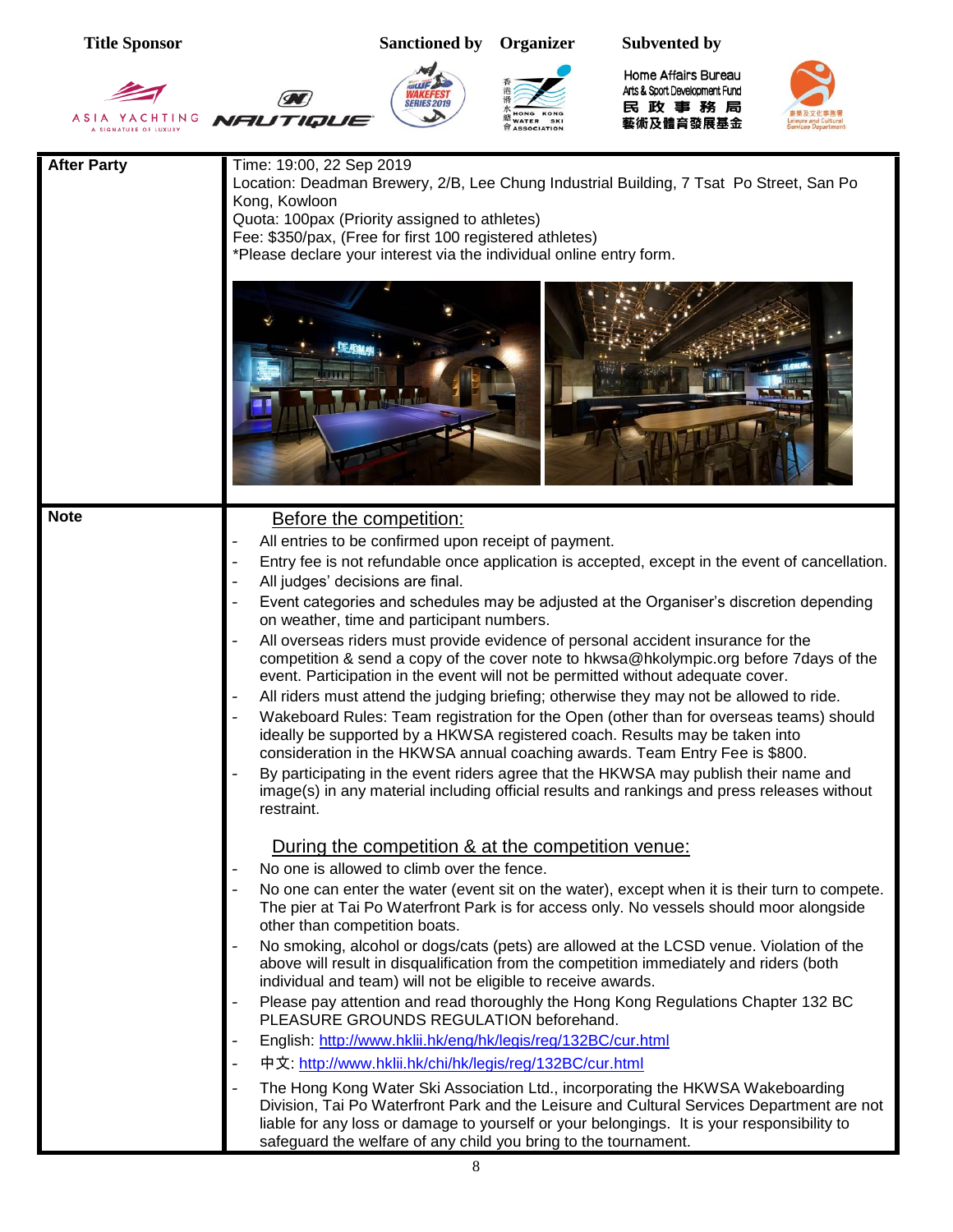| Title Sponsor | Sanctioned by | Organizer | Subvented by |
|---|---|---|---|
| ASIA YACHTING A SIGNATURE OF LUXURY / NAUTIQUE | WAKEFEST SERIES 2019 | 香港滑水總會 HONG KONG WATER SKI ASSOCIATION | Home Affairs Bureau Arts & Sport Development Fund 民政事務局 藝術及體育發展基金 / 康樂及文化事務署 Leisure and Cultural Services Department |

| | |
|---|---|
| **After Party** | Time: 19:00, 22 Sep 2019<br>Location: Deadman Brewery, 2/B, Lee Chung Industrial Building, 7 Tsat Po Street, San Po Kong, Kowloon<br>Quota: 100pax (Priority assigned to athletes)<br>Fee: $350/pax, (Free for first 100 registered athletes)<br>*Please declare your interest via the individual online entry form. |
| **Note** | <u>Before the competition:</u><br>- All entries to be confirmed upon receipt of payment.<br>- Entry fee is not refundable once application is accepted, except in the event of cancellation.<br>- All judges' decisions are final.<br>- Event categories and schedules may be adjusted at the Organiser's discretion depending on weather, time and participant numbers.<br>- All overseas riders must provide evidence of personal accident insurance for the competition & send a copy of the cover note to hkwsa@hkolympic.org before 7days of the event. Participation in the event will not be permitted without adequate cover.<br>- All riders must attend the judging briefing; otherwise they may not be allowed to ride.<br>- Wakeboard Rules: Team registration for the Open (other than for overseas teams) should ideally be supported by a HKWSA registered coach. Results may be taken into consideration in the HKWSA annual coaching awards. Team Entry Fee is $800.<br>- By participating in the event riders agree that the HKWSA may publish their name and image(s) in any material including official results and rankings and press releases without restraint.<br><br><u>During the competition & at the competition venue:</u><br>- No one is allowed to climb over the fence.<br>- No one can enter the water (event sit on the water), except when it is their turn to compete. The pier at Tai Po Waterfront Park is for access only. No vessels should moor alongside other than competition boats.<br>- No smoking, alcohol or dogs/cats (pets) are allowed at the LCSD venue. Violation of the above will result in disqualification from the competition immediately and riders (both individual and team) will not be eligible to receive awards.<br>- Please pay attention and read thoroughly the Hong Kong Regulations Chapter 132 BC PLEASURE GROUNDS REGULATION beforehand.<br>- English: http://www.hklii.hk/eng/hk/legis/reg/132BC/cur.html<br>- 中文: http://www.hklii.hk/chi/hk/legis/reg/132BC/cur.html<br>- The Hong Kong Water Ski Association Ltd., incorporating the HKWSA Wakeboarding Division, Tai Po Waterfront Park and the Leisure and Cultural Services Department are not liable for any loss or damage to yourself or your belongings. It is your responsibility to safeguard the welfare of any child you bring to the tournament. |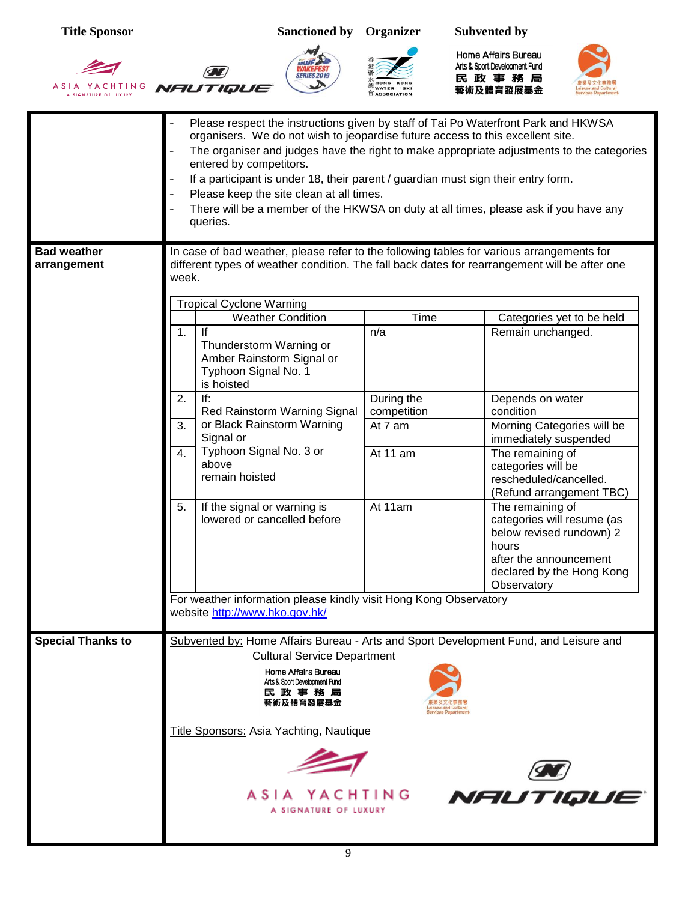**Title Sponsor** **Sanctioned by** **Organizer** **Subvented by**

|  |  |
|---|---|
|  | - Please respect the instructions given by staff of Tai Po Waterfront Park and HKWSA organisers. We do not wish to jeopardise future access to this excellent site.<br>- The organiser and judges have the right to make appropriate adjustments to the categories entered by competitors.<br>- If a participant is under 18, their parent / guardian must sign their entry form.<br>- Please keep the site clean at all times.<br>- There will be a member of the HKWSA on duty at all times, please ask if you have any queries. |
| **Bad weather arrangement** | In case of bad weather, please refer to the following tables for various arrangements for different types of weather condition. The fall back dates for rearrangement will be after one week. |

**Tropical Cyclone Warning**

|  | Weather Condition | Time | Categories yet to be held |
|---|---|---|---|
| 1. | If Thunderstorm Warning or Amber Rainstorm Signal or Typhoon Signal No. 1 is hoisted | n/a | Remain unchanged. |
| 2. | If: Red Rainstorm Warning Signal or Black Rainstorm Warning Signal or Typhoon Signal No. 3 or above remain hoisted | During the competition | Depends on water condition |
| 3. |  | At 7 am | Morning Categories will be immediately suspended |
| 4. |  | At 11 am | The remaining of categories will be rescheduled/cancelled. (Refund arrangement TBC) |
| 5. | If the signal or warning is lowered or cancelled before | At 11am | The remaining of categories will resume (as below revised rundown) 2 hours after the announcement declared by the Hong Kong Observatory |

For weather information please kindly visit Hong Kong Observatory website http://www.hko.gov.hk/

**Special Thanks to**

Subvented by: Home Affairs Bureau - Arts and Sport Development Fund, and Leisure and Cultural Service Department

Title Sponsors: Asia Yachting, Nautique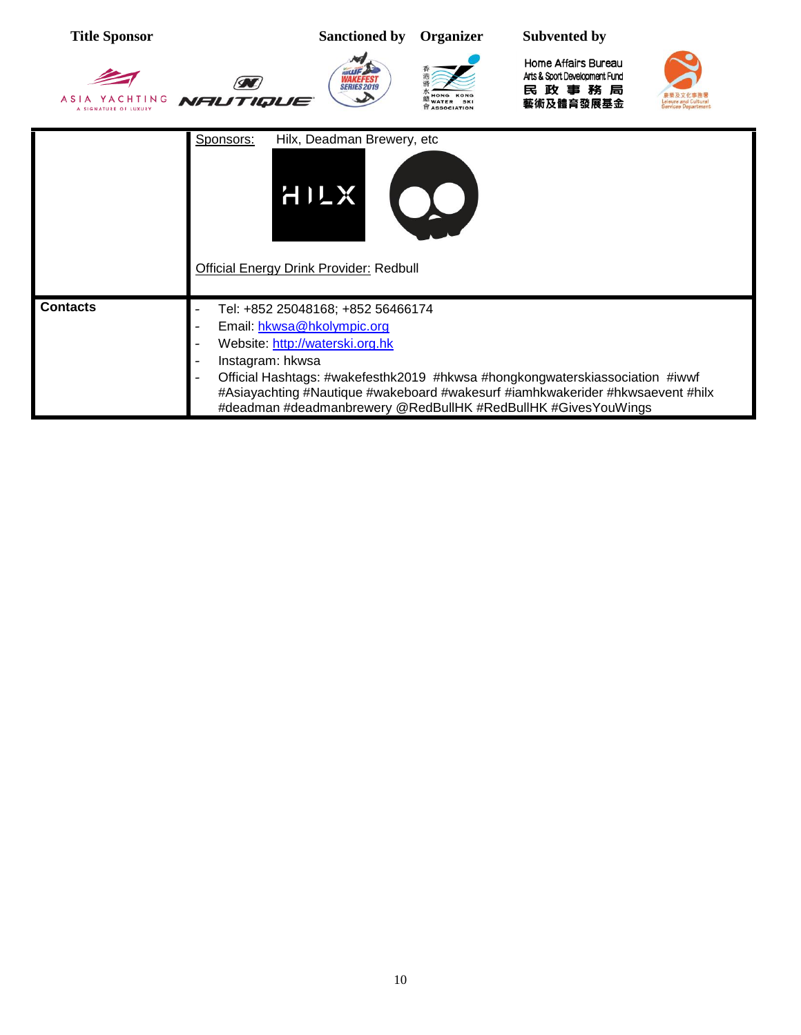| Title Sponsor | | Sanctioned by | Organizer | Subvented by | |
|---|---|---|---|---|---|
| ASIA YACHTING A SIGNATURE OF LUXURY | NAUTIQUE | WAKEFEST SERIES 2019 | 香港滑水總會 HONG KONG WATER SKI ASSOCIATION | Home Affairs Bureau Arts & Sport Development Fund 民政事務局 藝術及體育發展基金 | 康樂及文化事務署 Leisure and Cultural Services Department |

| | |
|---|---|
| | Sponsors: Hilx, Deadman Brewery, etc<br><br>HILX<br><br>Official Energy Drink Provider: Redbull |
| **Contacts** | - Tel: +852 25048168; +852 56466174<br>- Email: hkwsa@hkolympic.org<br>- Website: http://waterski.org.hk<br>- Instagram: hkwsa<br>- Official Hashtags: #wakefesthk2019 #hkwsa #hongkongwaterskiassociation #iwwf #Asiayachting #Nautique #wakeboard #wakesurf #iamhkwakerider #hkwsaevent #hilx #deadman #deadmanbrewery @RedBullHK #RedBullHK #GivesYouWings |